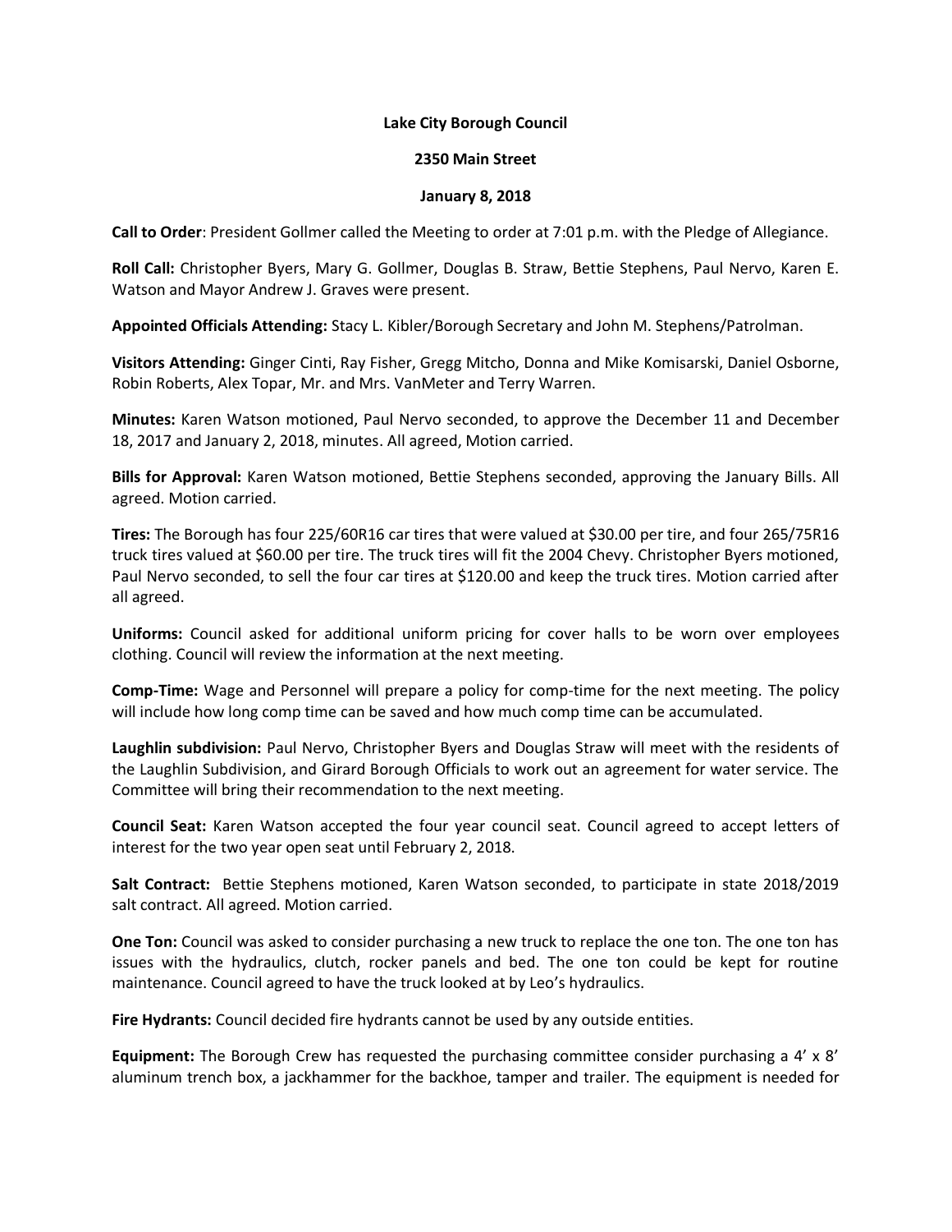**Lake City Borough Council**

**2350 Main Street**

**January 8, 2018**

**Call to Order**: President Gollmer called the Meeting to order at 7:01 p.m. with the Pledge of Allegiance.

**Roll Call:** Christopher Byers, Mary G. Gollmer, Douglas B. Straw, Bettie Stephens, Paul Nervo, Karen E. Watson and Mayor Andrew J. Graves were present.

**Appointed Officials Attending:** Stacy L. Kibler/Borough Secretary and John M. Stephens/Patrolman.

**Visitors Attending:** Ginger Cinti, Ray Fisher, Gregg Mitcho, Donna and Mike Komisarski, Daniel Osborne, Robin Roberts, Alex Topar, Mr. and Mrs. VanMeter and Terry Warren.

**Minutes:** Karen Watson motioned, Paul Nervo seconded, to approve the December 11 and December 18, 2017 and January 2, 2018, minutes. All agreed, Motion carried.

**Bills for Approval:** Karen Watson motioned, Bettie Stephens seconded, approving the January Bills. All agreed. Motion carried.

**Tires:** The Borough has four 225/60R16 car tires that were valued at $30.00 per tire, and four 265/75R16 truck tires valued at $60.00 per tire. The truck tires will fit the 2004 Chevy. Christopher Byers motioned, Paul Nervo seconded, to sell the four car tires at $120.00 and keep the truck tires. Motion carried after all agreed.

**Uniforms:** Council asked for additional uniform pricing for cover halls to be worn over employees clothing. Council will review the information at the next meeting.

**Comp-Time:** Wage and Personnel will prepare a policy for comp-time for the next meeting. The policy will include how long comp time can be saved and how much comp time can be accumulated.

**Laughlin subdivision:** Paul Nervo, Christopher Byers and Douglas Straw will meet with the residents of the Laughlin Subdivision, and Girard Borough Officials to work out an agreement for water service. The Committee will bring their recommendation to the next meeting.

**Council Seat:** Karen Watson accepted the four year council seat. Council agreed to accept letters of interest for the two year open seat until February 2, 2018.

**Salt Contract:** Bettie Stephens motioned, Karen Watson seconded, to participate in state 2018/2019 salt contract. All agreed. Motion carried.

**One Ton:** Council was asked to consider purchasing a new truck to replace the one ton. The one ton has issues with the hydraulics, clutch, rocker panels and bed. The one ton could be kept for routine maintenance. Council agreed to have the truck looked at by Leo's hydraulics.

**Fire Hydrants:** Council decided fire hydrants cannot be used by any outside entities.

**Equipment:** The Borough Crew has requested the purchasing committee consider purchasing a 4' x 8' aluminum trench box, a jackhammer for the backhoe, tamper and trailer. The equipment is needed for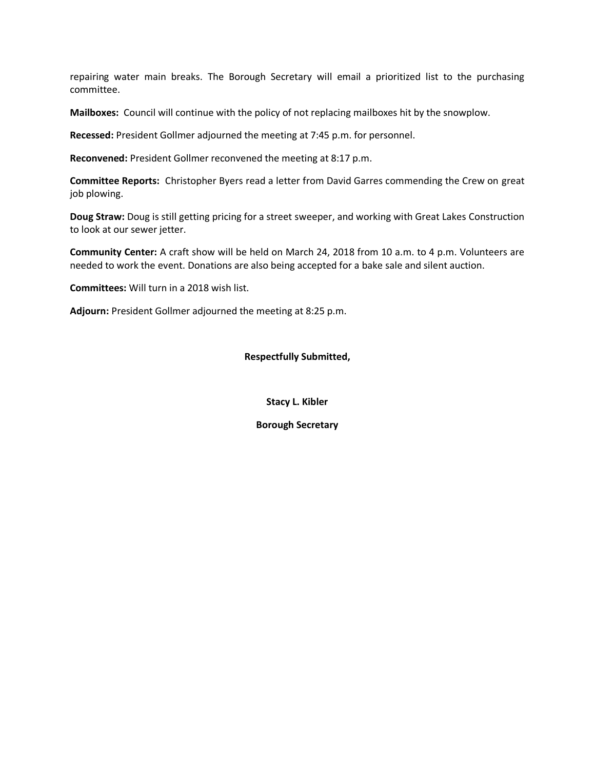repairing water main breaks. The Borough Secretary will email a prioritized list to the purchasing committee.

**Mailboxes:** Council will continue with the policy of not replacing mailboxes hit by the snowplow.

**Recessed:** President Gollmer adjourned the meeting at 7:45 p.m. for personnel.

**Reconvened:** President Gollmer reconvened the meeting at 8:17 p.m.

**Committee Reports:** Christopher Byers read a letter from David Garres commending the Crew on great job plowing.

**Doug Straw:** Doug is still getting pricing for a street sweeper, and working with Great Lakes Construction to look at our sewer jetter.

**Community Center:** A craft show will be held on March 24, 2018 from 10 a.m. to 4 p.m. Volunteers are needed to work the event. Donations are also being accepted for a bake sale and silent auction.

**Committees:** Will turn in a 2018 wish list.

**Adjourn:** President Gollmer adjourned the meeting at 8:25 p.m.

**Respectfully Submitted,**

**Stacy L. Kibler**

**Borough Secretary**